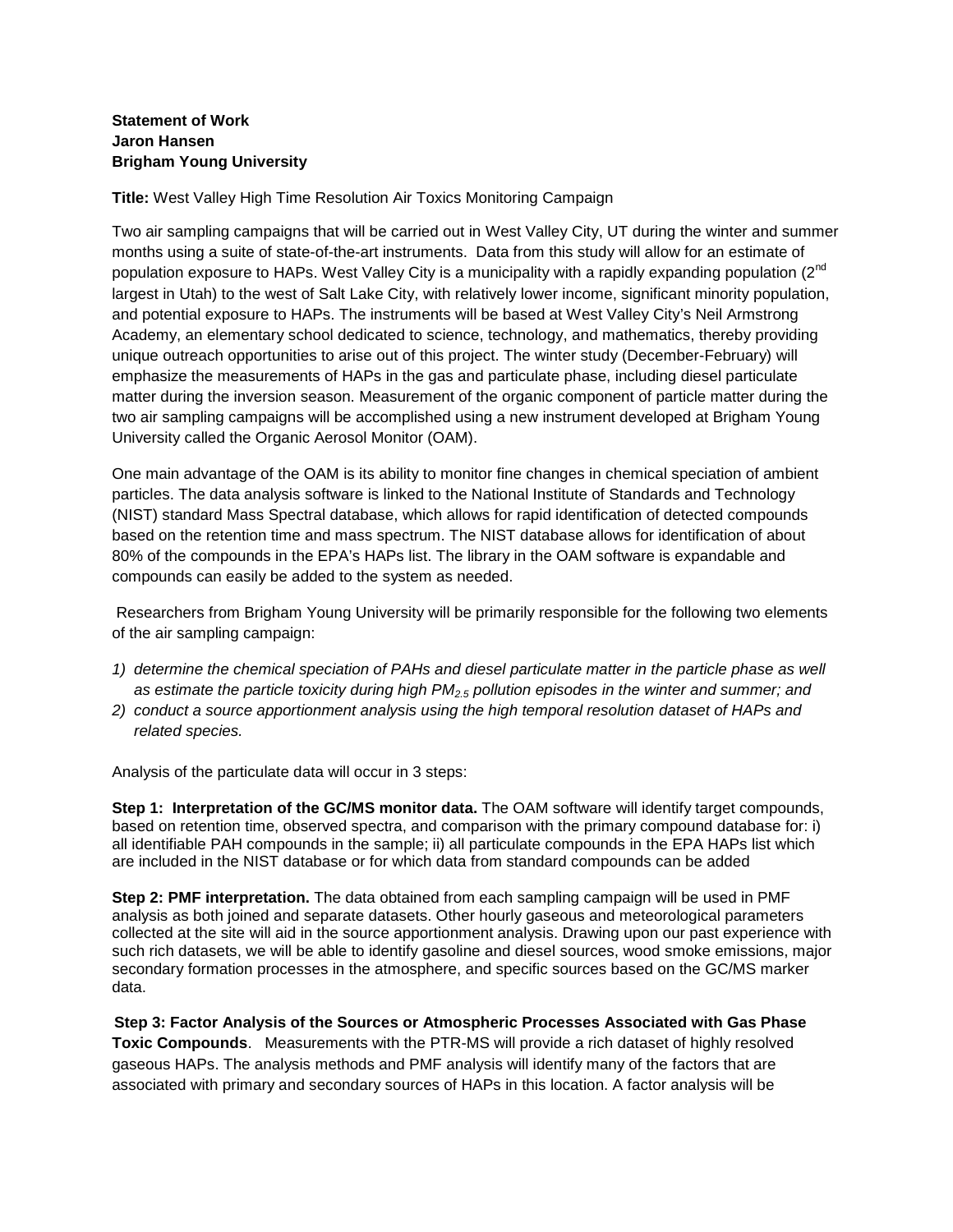**Statement of Work**
**Jaron Hansen**
**Brigham Young University**

**Title:** West Valley High Time Resolution Air Toxics Monitoring Campaign

Two air sampling campaigns that will be carried out in West Valley City, UT during the winter and summer months using a suite of state-of-the-art instruments. Data from this study will allow for an estimate of population exposure to HAPs. West Valley City is a municipality with a rapidly expanding population (2$^{nd}$ largest in Utah) to the west of Salt Lake City, with relatively lower income, significant minority population, and potential exposure to HAPs. The instruments will be based at West Valley City's Neil Armstrong Academy, an elementary school dedicated to science, technology, and mathematics, thereby providing unique outreach opportunities to arise out of this project. The winter study (December-February) will emphasize the measurements of HAPs in the gas and particulate phase, including diesel particulate matter during the inversion season. Measurement of the organic component of particle matter during the two air sampling campaigns will be accomplished using a new instrument developed at Brigham Young University called the Organic Aerosol Monitor (OAM).

One main advantage of the OAM is its ability to monitor fine changes in chemical speciation of ambient particles. The data analysis software is linked to the National Institute of Standards and Technology (NIST) standard Mass Spectral database, which allows for rapid identification of detected compounds based on the retention time and mass spectrum. The NIST database allows for identification of about 80% of the compounds in the EPA's HAPs list. The library in the OAM software is expandable and compounds can easily be added to the system as needed.

Researchers from Brigham Young University will be primarily responsible for the following two elements of the air sampling campaign:

1) *determine the chemical speciation of PAHs and diesel particulate matter in the particle phase as well as estimate the particle toxicity during high $PM_{2.5}$ pollution episodes in the winter and summer; and*
2) *conduct a source apportionment analysis using the high temporal resolution dataset of HAPs and related species.*

Analysis of the particulate data will occur in 3 steps:

**Step 1: Interpretation of the GC/MS monitor data.** The OAM software will identify target compounds, based on retention time, observed spectra, and comparison with the primary compound database for: i) all identifiable PAH compounds in the sample; ii) all particulate compounds in the EPA HAPs list which are included in the NIST database or for which data from standard compounds can be added

**Step 2: PMF interpretation.** The data obtained from each sampling campaign will be used in PMF analysis as both joined and separate datasets. Other hourly gaseous and meteorological parameters collected at the site will aid in the source apportionment analysis. Drawing upon our past experience with such rich datasets, we will be able to identify gasoline and diesel sources, wood smoke emissions, major secondary formation processes in the atmosphere, and specific sources based on the GC/MS marker data.

**Step 3: Factor Analysis of the Sources or Atmospheric Processes Associated with Gas Phase Toxic Compounds**. Measurements with the PTR-MS will provide a rich dataset of highly resolved gaseous HAPs. The analysis methods and PMF analysis will identify many of the factors that are associated with primary and secondary sources of HAPs in this location. A factor analysis will be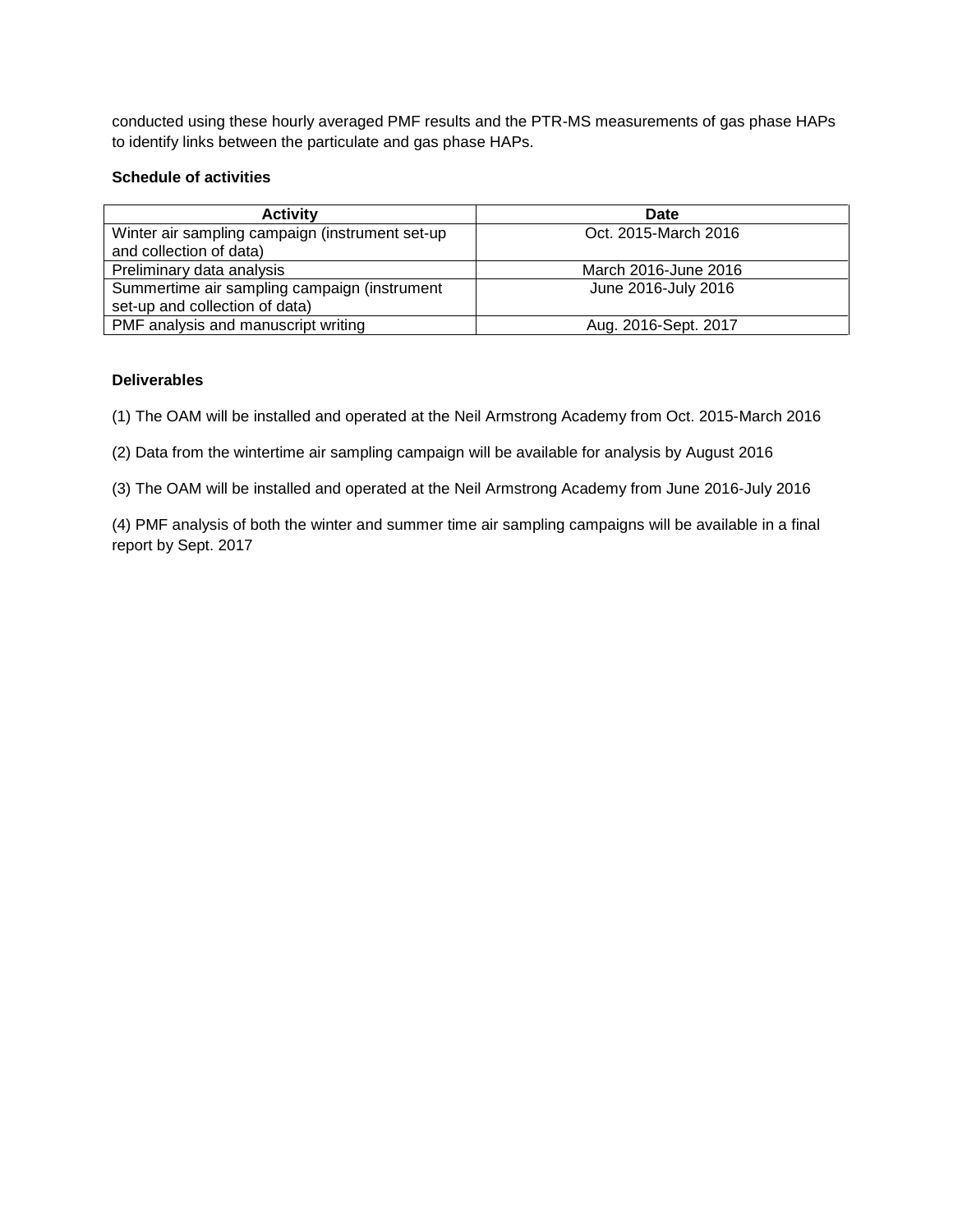conducted using these hourly averaged PMF results and the PTR-MS measurements of gas phase HAPs to identify links between the particulate and gas phase HAPs.

**Schedule of activities**

| Activity | Date |
|---|---|
| Winter air sampling campaign (instrument set-up and collection of data) | Oct. 2015-March 2016 |
| Preliminary data analysis | March 2016-June 2016 |
| Summertime air sampling campaign (instrument set-up and collection of data) | June 2016-July 2016 |
| PMF analysis and manuscript writing | Aug. 2016-Sept. 2017 |

**Deliverables**

(1) The OAM will be installed and operated at the Neil Armstrong Academy from Oct. 2015-March 2016

(2) Data from the wintertime air sampling campaign will be available for analysis by August 2016

(3) The OAM will be installed and operated at the Neil Armstrong Academy from June 2016-July 2016

(4) PMF analysis of both the winter and summer time air sampling campaigns will be available in a final report by Sept. 2017